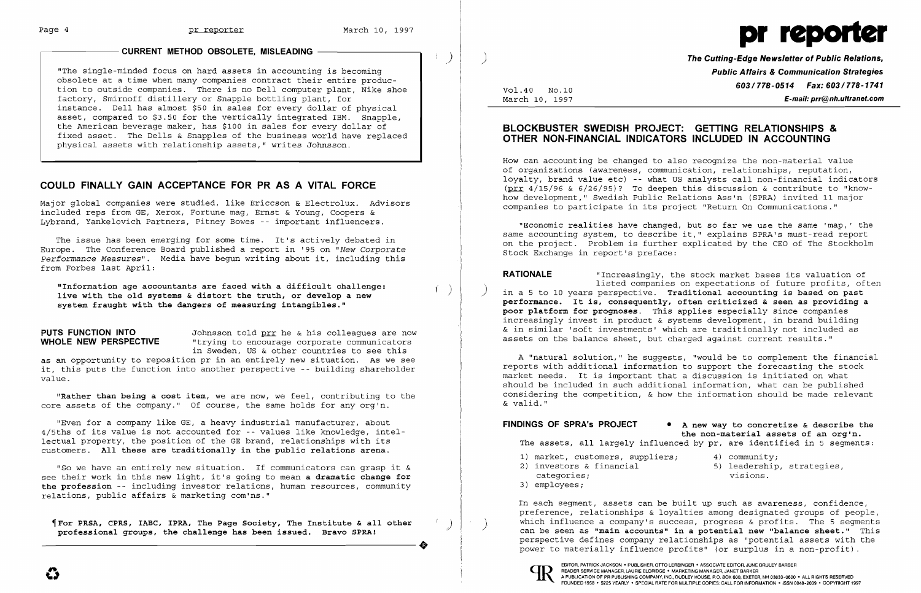## CURRENT METHOD OBSOLETE, MISLEADING

"The single-minded focus on hard assets in accounting is becoming obsolete at a time when many companies contract their entire production to outside companies. There is no Dell computer plant, Nike shoe factory, Smirnoff distillery or Snapple bottling plant, for instance. Dell has almost $50 in sales for every dollar of physical asset, compared to $3.50 for the vertically integrated IBM. Snapple, the American beverage maker, has $100 in sales for every dollar of fixed asset. The Dells & Snapples of the business world have replaced physical assets with relationship assets," writes Johnsson.

## COULD FINALLY GAIN ACCEPTANCE FOR PR AS A VITAL FORCE

Major global companies were studied, like Ericcson & Electrolux. Advisors included reps from GE, Xerox, Fortune mag, Ernst & Young, Coopers & Lybrand, Yankelovich Partners, Pitney Bowes -- important influencers.

The issue has been emerging for some time. It's actively debated in Europe. The Conference Board published a report in '95 on "*New Corporate Performance Measures*". Media have begun writing about it, including this from Forbes last April:

**"Information age accountants are faced with a difficult challenge: live with the old systems & distort the truth, or develop a new system fraught with the dangers of measuring intangibles."**

**PUTS FUNCTION INTO WHOLE NEW PERSPECTIVE** Johnsson told prr he & his colleagues are now "trying to encourage corporate communicators in Sweden, US & other countries to see this as an opportunity to reposition pr in an entirely new situation. As we see it, this puts the function into another perspective -- building shareholder value.

"**Rather than being a cost item**, we are now, we feel, contributing to the core assets of the company." Of course, the same holds for any org'n.

"Even for a company like GE, a heavy industrial manufacturer, about 4/5ths of its value is not accounted for -- values like knowledge, intellectual property, the position of the GE brand, relationships with its customers. **All these are traditionally in the public relations arena.**

"So we have an entirely new situation. If communicators can grasp it & see their work in this new light, it's going to mean **a dramatic change for the profession** -- including investor relations, human resources, community relations, public affairs & marketing com'ns."

¶**For PRSA, CPRS, IABC, IPRA, The Page Society, The Institute & all other professional groups, the challenge has been issued. Bravo SPRA!**

# pr reporter

**The Cutting-Edge Newsletter of Public Relations, Public Affairs & Communication Strategies**
**603/778-0514 Fax: 603/778-1741**
**E-mail: prr@nh.ultranet.com**

Vol.40 No.10
March 10, 1997

## BLOCKBUSTER SWEDISH PROJECT: GETTING RELATIONSHIPS & OTHER NON-FINANCIAL INDICATORS INCLUDED IN ACCOUNTING

How can accounting be changed to also recognize the non-material value of organizations (awareness, communication, relationships, reputation, loyalty, brand value etc) -- what US analysts call non-financial indicators (prr 4/15/96 & 6/26/95)? To deepen this discussion & contribute to "know-how development," Swedish Public Relations Ass'n (SPRA) invited 11 major companies to participate in its project "Return On Communications."

"Economic realities have changed, but so far we use the same 'map,' the same accounting system, to describe it," explains SPRA's must-read report on the project. Problem is further explicated by the CEO of The Stockholm Stock Exchange in report's preface:

**RATIONALE** "Increasingly, the stock market bases its valuation of listed companies on expectations of future profits, often in a 5 to 10 years perspective. **Traditional accounting is based on past performance. It is, consequently, often criticized & seen as providing a poor platform for prognoses**. This applies especially since companies increasingly invest in product & systems development, in brand building & in similar 'soft investments' which are traditionally not included as assets on the balance sheet, but charged against current results."

A "natural solution," he suggests, "would be to complement the financial reports with additional information to support the forecasting the stock market needs. It is important that a discussion is initiated on what should be included in such additional information, what can be published considering the competition, & how the information should be made relevant & valid."

**FINDINGS OF SPRA's PROJECT** • **A new way to concretize & describe the non-material assets of an org'n.** The assets, all largely influenced by pr, are identified in 5 segments:

1) market, customers, suppliers;
2) investors & financial categories;
3) employees;
4) community;
5) leadership, strategies, visions.

In each segment, assets can be built up such as awareness, confidence, preference, relationships & loyalties among designated groups of people, which influence a company's success, progress & profits. The 5 segments can be seen as **"main accounts" in a potential new "balance sheet."** This perspective defines company relationships as "potential assets with the power to materially influence profits" (or surplus in a non-profit).

EDITOR, PATRICK JACKSON • PUBLISHER, OTTO LERBINGER • ASSOCIATE EDITOR, JUNE DRULEY BARBER • READER SERVICE MANAGER, LAURIE ELDRIDGE • MARKETING MANAGER, JANET BARKER • A PUBLICATION OF PR PUBLISHING COMPANY, INC., DUDLEY HOUSE, P.O. BOX 600, EXETER, NH 03833-0600 • ALL RIGHTS RESERVED • FOUNDED 1958 • $225 YEARLY • SPECIAL RATE FOR MULTIPLE COPIES: CALL FOR INFORMATION • ISSN 0048-2609 • COPYRIGHT 1997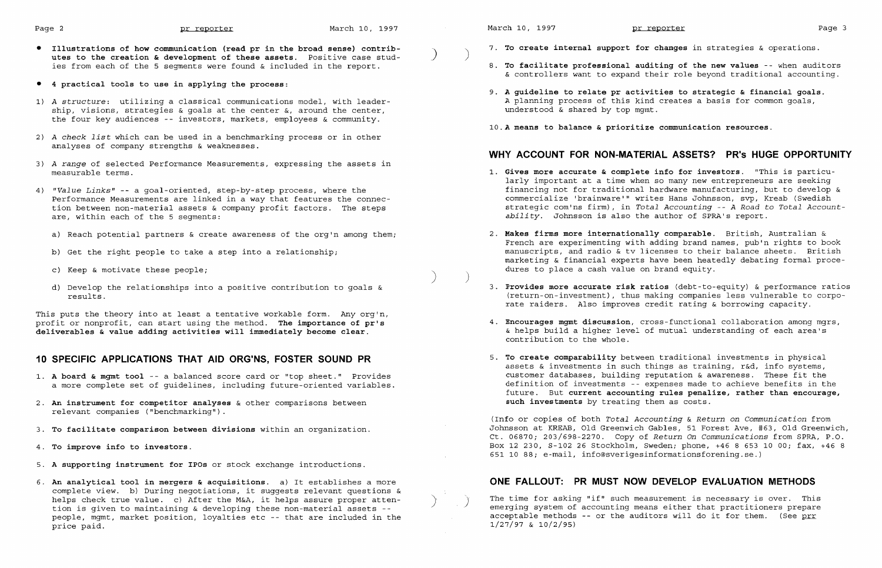- **Illustrations of how communication (read pr in the broad sense) contributes to the creation & development of these assets.** Positive case studies from each of the 5 segments were found & included in the report.

- **4 practical tools to use in applying the process:**

1) *A structure*: utilizing a classical communications model, with leadership, visions, strategies & goals at the center &, around the center, the four key audiences -- investors, markets, employees & community.

2) *A check list* which can be used in a benchmarking process or in other analyses of company strengths & weaknesses.

3) *A range* of selected Performance Measurements, expressing the assets in measurable terms.

4) *"Value Links"* -- a goal-oriented, step-by-step process, where the Performance Measurements are linked in a way that features the connection between non-material assets & company profit factors. The steps are, within each of the 5 segments:

   a) Reach potential partners & create awareness of the org'n among them;

   b) Get the right people to take a step into a relationship;

   c) Keep & motivate these people;

   d) Develop the relationships into a positive contribution to goals & results.

This puts the theory into at least a tentative workable form. Any org'n, profit or nonprofit, can start using the method. **The importance of pr's deliverables & value adding activities will immediately become clear.**

## 10 SPECIFIC APPLICATIONS THAT AID ORG'NS, FOSTER SOUND PR

1. **A board & mgmt tool** -- a balanced score card or "top sheet." Provides a more complete set of guidelines, including future-oriented variables.

2. **An instrument for competitor analyses** & other comparisons between relevant companies ("benchmarking").

3. **To facilitate comparison between divisions** within an organization.

4. **To improve info to investors.**

5. **A supporting instrument for IPOs** or stock exchange introductions.

6. **An analytical tool in mergers & acquisitions.** a) It establishes a more complete view. b) During negotiations, it suggests relevant questions & helps check true value. c) After the M&A, it helps assure proper attention is given to maintaining & developing these non-material assets -- people, mgmt, market position, loyalties etc -- that are included in the price paid.

7. **To create internal support for changes** in strategies & operations.

8. **To facilitate professional auditing of the new values** -- when auditors & controllers want to expand their role beyond traditional accounting.

9. **A guideline to relate pr activities to strategic & financial goals.** A planning process of this kind creates a basis for common goals, understood & shared by top mgmt.

10. **A means to balance & prioritize communication resources.**

## WHY ACCOUNT FOR NON-MATERIAL ASSETS? PR's HUGE OPPORTUNITY

1. **Gives more accurate & complete info for investors.** "This is particularly important at a time when so many new entrepreneurs are seeking financing not for traditional hardware manufacturing, but to develop & commercialize 'brainware'" writes Hans Johnsson, svp, Kreab (Swedish strategic com'ns firm), in *Total Accounting -- A Road to Total Accountability*. Johnsson is also the author of SPRA's report.

2. **Makes firms more internationally comparable.** British, Australian & French are experimenting with adding brand names, pub'n rights to book manuscripts, and radio & tv licenses to their balance sheets. British marketing & financial experts have been heatedly debating formal procedures to place a cash value on brand equity.

3. **Provides more accurate risk ratios** (debt-to-equity) & performance ratios (return-on-investment), thus making companies less vulnerable to corporate raiders. Also improves credit rating & borrowing capacity.

4. **Encourages mgmt discussion**, cross-functional collaboration among mgrs, & helps build a higher level of mutual understanding of each area's contribution to the whole.

5. **To create comparability** between traditional investments in physical assets & investments in such things as training, r&d, info systems, customer databases, building reputation & awareness. These fit the definition of investments -- expenses made to achieve benefits in the future. But **current accounting rules penalize, rather than encourage, such investments** by treating them as costs.

(Info or copies of both *Total Accounting* & *Return on Communication* from Johnsson at KREAB, Old Greenwich Gables, 51 Forest Ave, #63, Old Greenwich, Ct. 06870; 203/698-2270. Copy of *Return On Communications* from SPRA, P.O. Box 12 230, S-102 26 Stockholm, Sweden; phone, +46 8 653 10 00; fax, +46 8 651 10 88; e-mail, info@sverigesinformationsforening.se.)

## ONE FALLOUT: PR MUST NOW DEVELOP EVALUATION METHODS

The time for asking "if" such measurement is necessary is over. This emerging system of accounting means either that practitioners prepare acceptable methods -- or the auditors will do it for them. (See prr 1/27/97 & 10/2/95)